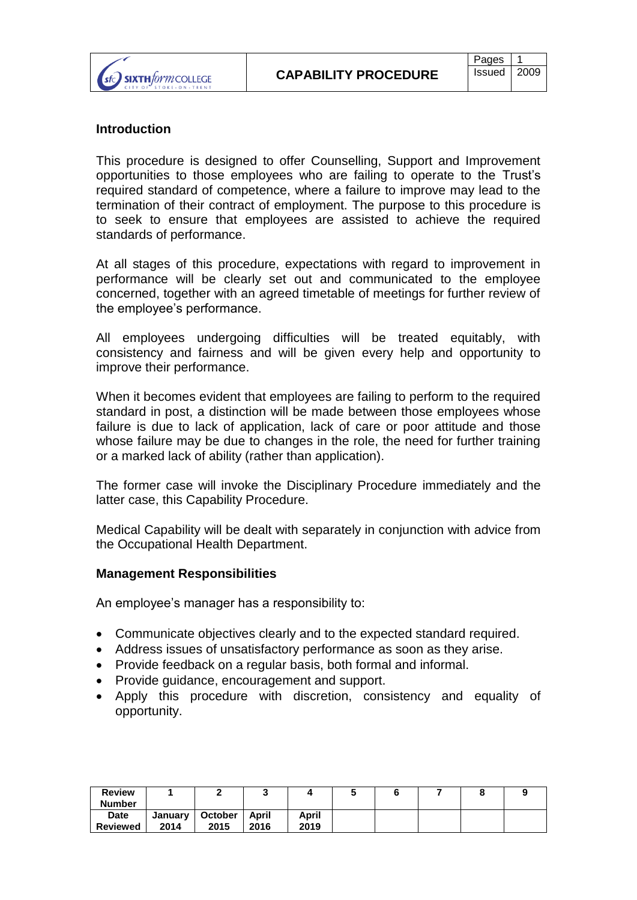| Sixth Form College, City of Stoke-on-Trent | CAPABILITY PROCEDURE | Pages | 1 |
|---|---|---|---|
| | | Issued | 2009 |

### Introduction

This procedure is designed to offer Counselling, Support and Improvement opportunities to those employees who are failing to operate to the Trust's required standard of competence, where a failure to improve may lead to the termination of their contract of employment. The purpose to this procedure is to seek to ensure that employees are assisted to achieve the required standards of performance.

At all stages of this procedure, expectations with regard to improvement in performance will be clearly set out and communicated to the employee concerned, together with an agreed timetable of meetings for further review of the employee's performance.

All employees undergoing difficulties will be treated equitably, with consistency and fairness and will be given every help and opportunity to improve their performance.

When it becomes evident that employees are failing to perform to the required standard in post, a distinction will be made between those employees whose failure is due to lack of application, lack of care or poor attitude and those whose failure may be due to changes in the role, the need for further training or a marked lack of ability (rather than application).

The former case will invoke the Disciplinary Procedure immediately and the latter case, this Capability Procedure.

Medical Capability will be dealt with separately in conjunction with advice from the Occupational Health Department.

### Management Responsibilities

An employee's manager has a responsibility to:

- Communicate objectives clearly and to the expected standard required.
- Address issues of unsatisfactory performance as soon as they arise.
- Provide feedback on a regular basis, both formal and informal.
- Provide guidance, encouragement and support.
- Apply this procedure with discretion, consistency and equality of opportunity.

| Review Number | 1 | 2 | 3 | 4 | 5 | 6 | 7 | 8 | 9 |
|---|---|---|---|---|---|---|---|---|---|
| Date Reviewed | January 2014 | October 2015 | April 2016 | April 2019 | | | | | |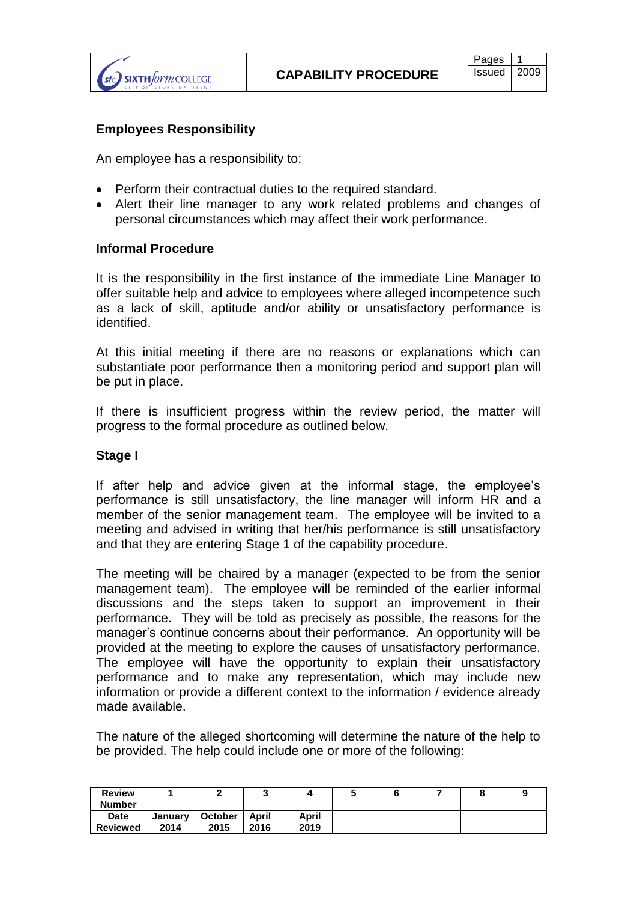## Employees Responsibility

An employee has a responsibility to:

- Perform their contractual duties to the required standard.
- Alert their line manager to any work related problems and changes of personal circumstances which may affect their work performance.

## Informal Procedure

It is the responsibility in the first instance of the immediate Line Manager to offer suitable help and advice to employees where alleged incompetence such as a lack of skill, aptitude and/or ability or unsatisfactory performance is identified.

At this initial meeting if there are no reasons or explanations which can substantiate poor performance then a monitoring period and support plan will be put in place.

If there is insufficient progress within the review period, the matter will progress to the formal procedure as outlined below.

## Stage I

If after help and advice given at the informal stage, the employee's performance is still unsatisfactory, the line manager will inform HR and a member of the senior management team. The employee will be invited to a meeting and advised in writing that her/his performance is still unsatisfactory and that they are entering Stage 1 of the capability procedure.

The meeting will be chaired by a manager (expected to be from the senior management team). The employee will be reminded of the earlier informal discussions and the steps taken to support an improvement in their performance. They will be told as precisely as possible, the reasons for the manager's continue concerns about their performance. An opportunity will be provided at the meeting to explore the causes of unsatisfactory performance. The employee will have the opportunity to explain their unsatisfactory performance and to make any representation, which may include new information or provide a different context to the information / evidence already made available.

The nature of the alleged shortcoming will determine the nature of the help to be provided. The help could include one or more of the following: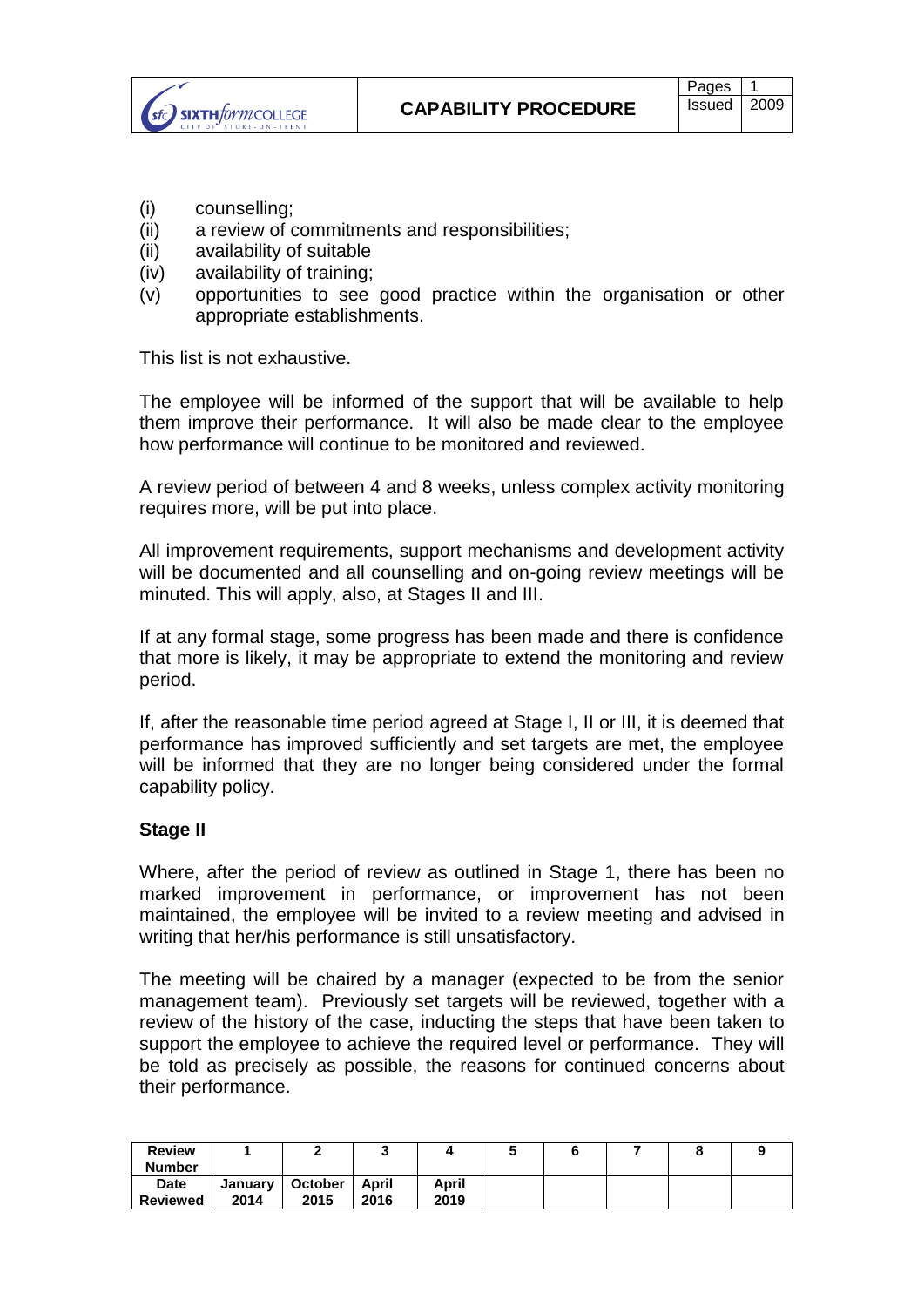(i) counselling;
(ii) a review of commitments and responsibilities;
(ii) availability of suitable
(iv) availability of training;
(v) opportunities to see good practice within the organisation or other appropriate establishments.

This list is not exhaustive.

The employee will be informed of the support that will be available to help them improve their performance. It will also be made clear to the employee how performance will continue to be monitored and reviewed.

A review period of between 4 and 8 weeks, unless complex activity monitoring requires more, will be put into place.

All improvement requirements, support mechanisms and development activity will be documented and all counselling and on-going review meetings will be minuted. This will apply, also, at Stages II and III.

If at any formal stage, some progress has been made and there is confidence that more is likely, it may be appropriate to extend the monitoring and review period.

If, after the reasonable time period agreed at Stage I, II or III, it is deemed that performance has improved sufficiently and set targets are met, the employee will be informed that they are no longer being considered under the formal capability policy.

**Stage II**

Where, after the period of review as outlined in Stage 1, there has been no marked improvement in performance, or improvement has not been maintained, the employee will be invited to a review meeting and advised in writing that her/his performance is still unsatisfactory.

The meeting will be chaired by a manager (expected to be from the senior management team). Previously set targets will be reviewed, together with a review of the history of the case, inducting the steps that have been taken to support the employee to achieve the required level or performance. They will be told as precisely as possible, the reasons for continued concerns about their performance.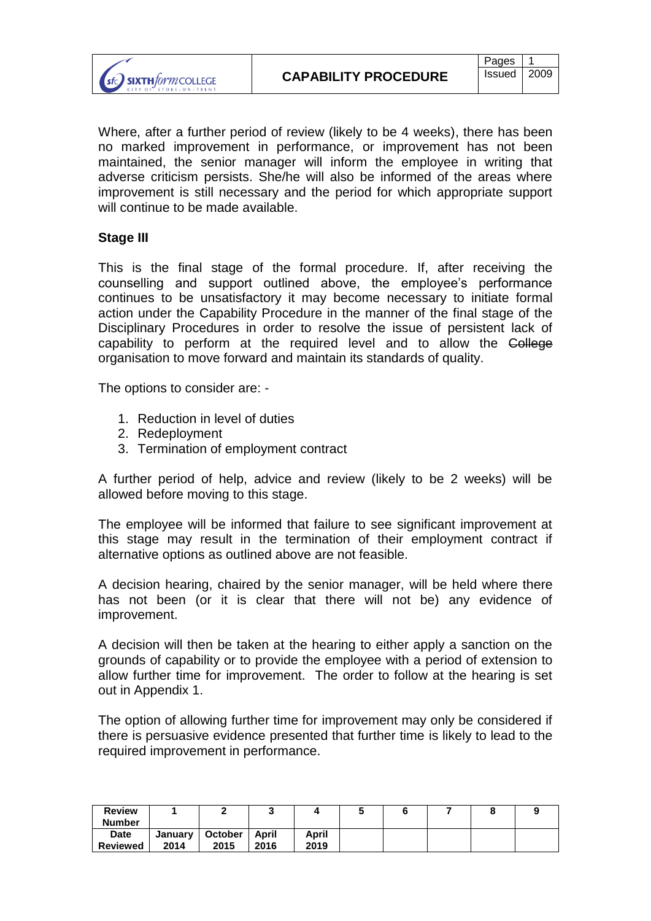Where, after a further period of review (likely to be 4 weeks), there has been no marked improvement in performance, or improvement has not been maintained, the senior manager will inform the employee in writing that adverse criticism persists. She/he will also be informed of the areas where improvement is still necessary and the period for which appropriate support will continue to be made available.

**Stage III**

This is the final stage of the formal procedure. If, after receiving the counselling and support outlined above, the employee's performance continues to be unsatisfactory it may become necessary to initiate formal action under the Capability Procedure in the manner of the final stage of the Disciplinary Procedures in order to resolve the issue of persistent lack of capability to perform at the required level and to allow the ~~College~~ organisation to move forward and maintain its standards of quality.

The options to consider are: -

1. Reduction in level of duties
2. Redeployment
3. Termination of employment contract

A further period of help, advice and review (likely to be 2 weeks) will be allowed before moving to this stage.

The employee will be informed that failure to see significant improvement at this stage may result in the termination of their employment contract if alternative options as outlined above are not feasible.

A decision hearing, chaired by the senior manager, will be held where there has not been (or it is clear that there will not be) any evidence of improvement.

A decision will then be taken at the hearing to either apply a sanction on the grounds of capability or to provide the employee with a period of extension to allow further time for improvement. The order to follow at the hearing is set out in Appendix 1.

The option of allowing further time for improvement may only be considered if there is persuasive evidence presented that further time is likely to lead to the required improvement in performance.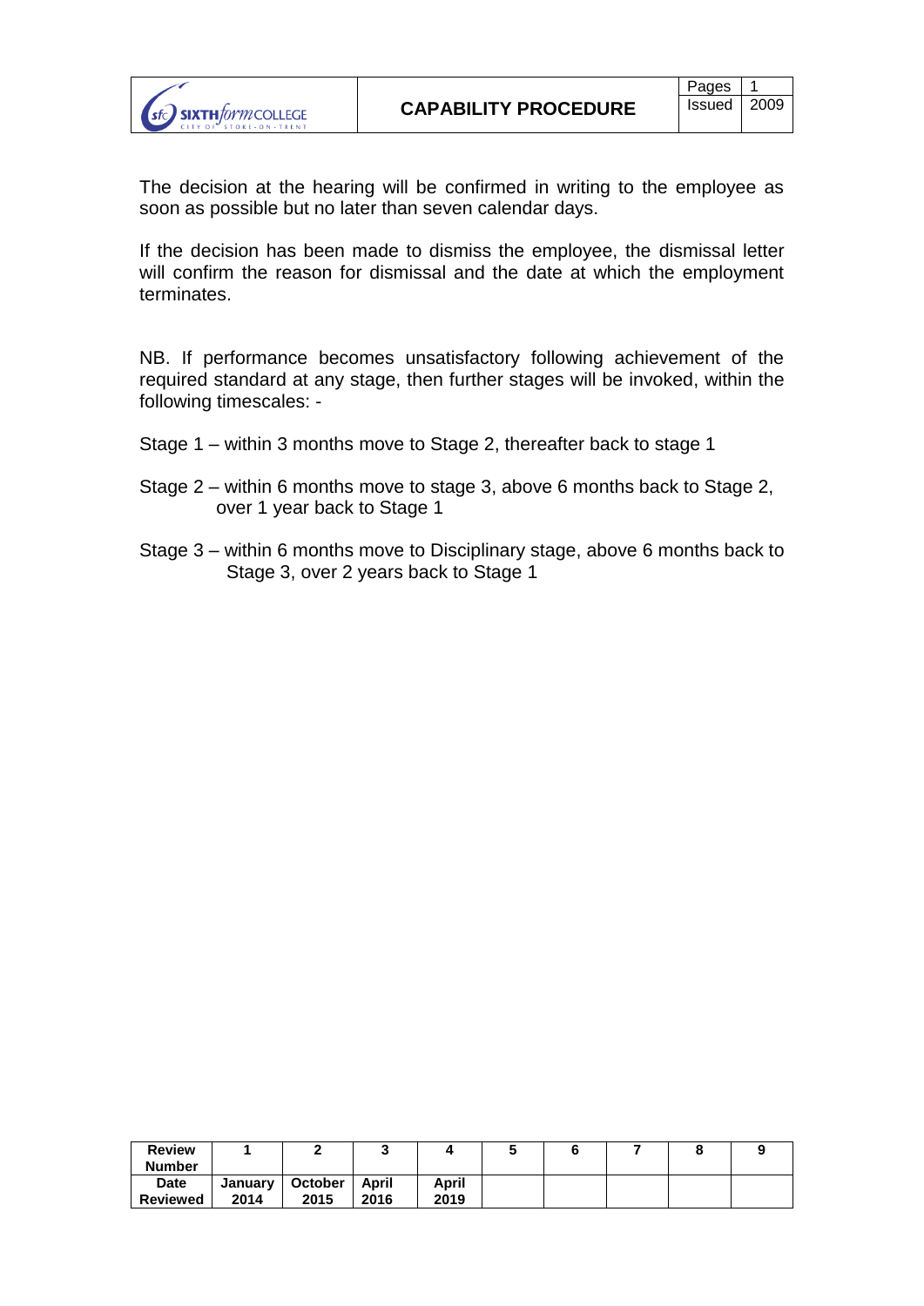The decision at the hearing will be confirmed in writing to the employee as soon as possible but no later than seven calendar days.

If the decision has been made to dismiss the employee, the dismissal letter will confirm the reason for dismissal and the date at which the employment terminates.

NB. If performance becomes unsatisfactory following achievement of the required standard at any stage, then further stages will be invoked, within the following timescales: -

Stage 1 – within 3 months move to Stage 2, thereafter back to stage 1

Stage 2 – within 6 months move to stage 3, above 6 months back to Stage 2, over 1 year back to Stage 1

Stage 3 – within 6 months move to Disciplinary stage, above 6 months back to Stage 3, over 2 years back to Stage 1

| Review Number | 1 | 2 | 3 | 4 | 5 | 6 | 7 | 8 | 9 |
|---|---|---|---|---|---|---|---|---|---|
| Date Reviewed | January 2014 | October 2015 | April 2016 | April 2019 | | | | | |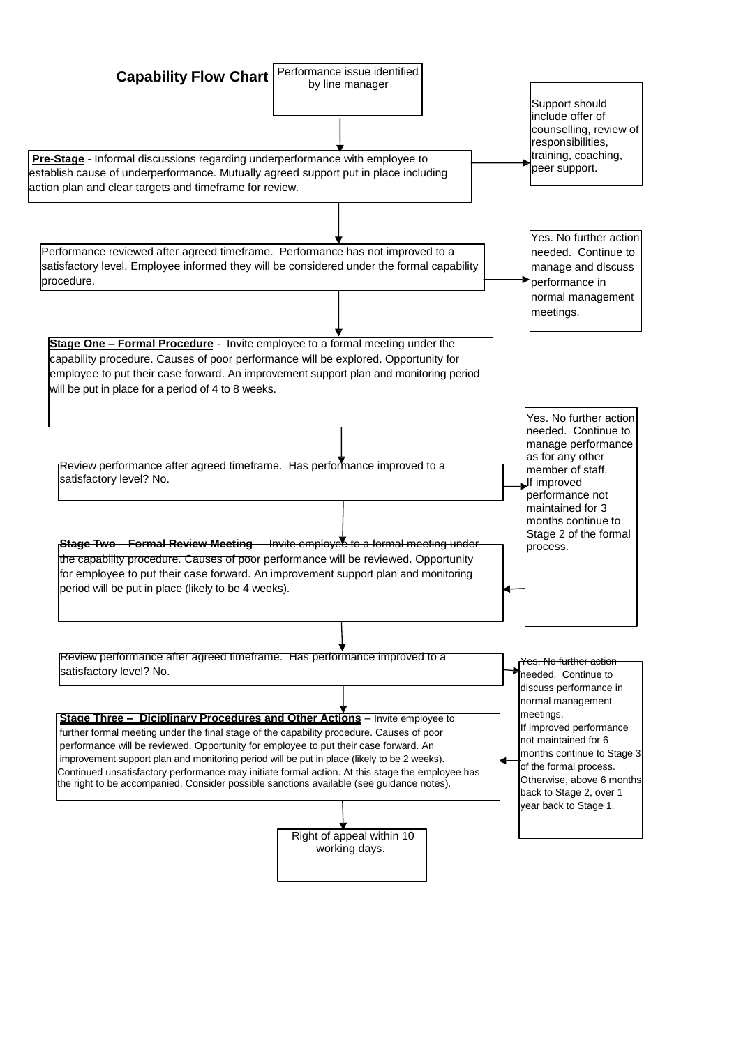## Capability Flow Chart

Performance issue identified by line manager

**Pre-Stage** - Informal discussions regarding underperformance with employee to establish cause of underperformance. Mutually agreed support put in place including action plan and clear targets and timeframe for review.

Support should include offer of counselling, review of responsibilities, training, coaching, peer support.

Performance reviewed after agreed timeframe. Performance has not improved to a satisfactory level. Employee informed they will be considered under the formal capability procedure.

Yes. No further action needed. Continue to manage and discuss performance in normal management meetings.

**Stage One – Formal Procedure** - Invite employee to a formal meeting under the capability procedure. Causes of poor performance will be explored. Opportunity for employee to put their case forward. An improvement support plan and monitoring period will be put in place for a period of 4 to 8 weeks.

Review performance after agreed timeframe. Has performance improved to a satisfactory level? No.

Yes. No further action needed. Continue to manage performance as for any other member of staff.
If improved performance not maintained for 3 months continue to Stage 2 of the formal process.

**Stage Two – Formal Review Meeting** - Invite employee to a formal meeting under the capability procedure. Causes of poor performance will be reviewed. Opportunity for employee to put their case forward. An improvement support plan and monitoring period will be put in place (likely to be 4 weeks).

Review performance after agreed timeframe. Has performance improved to a satisfactory level? No.

Yes. No further action needed. Continue to discuss performance in normal management meetings.
If improved performance not maintained for 6 months continue to Stage 3 of the formal process. Otherwise, above 6 months back to Stage 2, over 1 year back to Stage 1.

**Stage Three – Diciplinary Procedures and Other Actions** – Invite employee to further formal meeting under the final stage of the capability procedure. Causes of poor performance will be reviewed. Opportunity for employee to put their case forward. An improvement support plan and monitoring period will be put in place (likely to be 2 weeks). Continued unsatisfactory performance may initiate formal action. At this stage the employee has the right to be accompanied. Consider possible sanctions available (see guidance notes).

Right of appeal within 10 working days.